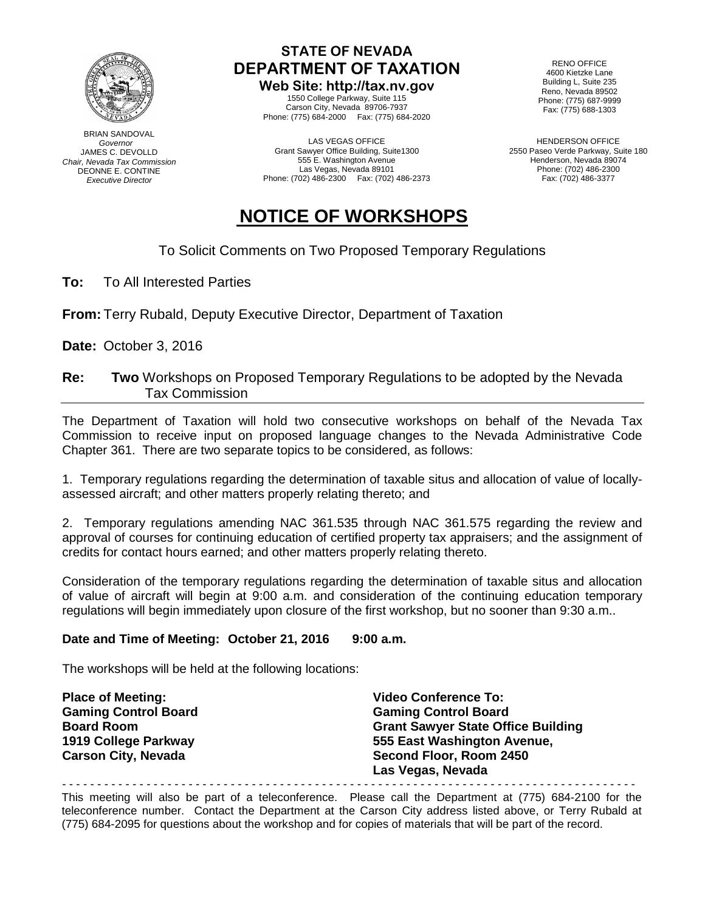BRIAN SANDOVAL
*Governor*
JAMES C. DEVOLLD
*Chair, Nevada Tax Commission*
DEONNE E. CONTINE
*Executive Director*

**STATE OF NEVADA**
**DEPARTMENT OF TAXATION**
**Web Site: http://tax.nv.gov**
1550 College Parkway, Suite 115
Carson City, Nevada 89706-7937
Phone: (775) 684-2000 Fax: (775) 684-2020

RENO OFFICE
4600 Kietzke Lane
Building L, Suite 235
Reno, Nevada 89502
Phone: (775) 687-9999
Fax: (775) 688-1303

LAS VEGAS OFFICE
Grant Sawyer Office Building, Suite1300
555 E. Washington Avenue
Las Vegas, Nevada 89101
Phone: (702) 486-2300 Fax: (702) 486-2373

HENDERSON OFFICE
2550 Paseo Verde Parkway, Suite 180
Henderson, Nevada 89074
Phone: (702) 486-2300
Fax: (702) 486-3377

# NOTICE OF WORKSHOPS

To Solicit Comments on Two Proposed Temporary Regulations

**To:** To All Interested Parties

**From:** Terry Rubald, Deputy Executive Director, Department of Taxation

**Date:** October 3, 2016

**Re:** **Two** Workshops on Proposed Temporary Regulations to be adopted by the Nevada Tax Commission

---

The Department of Taxation will hold two consecutive workshops on behalf of the Nevada Tax Commission to receive input on proposed language changes to the Nevada Administrative Code Chapter 361. There are two separate topics to be considered, as follows:

1. Temporary regulations regarding the determination of taxable situs and allocation of value of locally-assessed aircraft; and other matters properly relating thereto; and

2. Temporary regulations amending NAC 361.535 through NAC 361.575 regarding the review and approval of courses for continuing education of certified property tax appraisers; and the assignment of credits for contact hours earned; and other matters properly relating thereto.

Consideration of the temporary regulations regarding the determination of taxable situs and allocation of value of aircraft will begin at 9:00 a.m. and consideration of the continuing education temporary regulations will begin immediately upon closure of the first workshop, but no sooner than 9:30 a.m..

**Date and Time of Meeting: October 21, 2016 9:00 a.m.**

The workshops will be held at the following locations:

**Place of Meeting:**
**Gaming Control Board**
**Board Room**
**1919 College Parkway**
**Carson City, Nevada**

**Video Conference To:**
**Gaming Control Board**
**Grant Sawyer State Office Building**
**555 East Washington Avenue,**
**Second Floor, Room 2450**
**Las Vegas, Nevada**

- - - - - - - - - - - - - - - - - - - - - - - - - - - - - - - - - - - - - - - - - - - - - - - - - - - - - - - - - - - - - - - - - - - - - - - - - - - -

This meeting will also be part of a teleconference. Please call the Department at (775) 684-2100 for the teleconference number. Contact the Department at the Carson City address listed above, or Terry Rubald at (775) 684-2095 for questions about the workshop and for copies of materials that will be part of the record.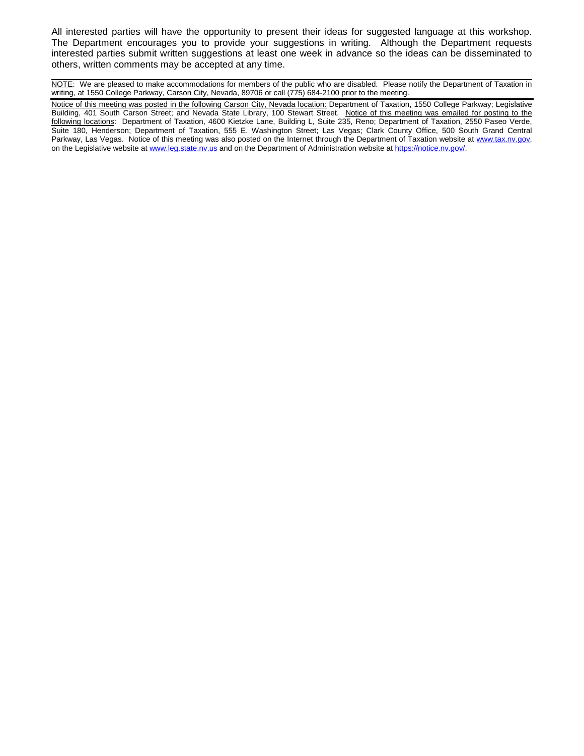All interested parties will have the opportunity to present their ideas for suggested language at this workshop. The Department encourages you to provide your suggestions in writing. Although the Department requests interested parties submit written suggestions at least one week in advance so the ideas can be disseminated to others, written comments may be accepted at any time.

---

NOTE: We are pleased to make accommodations for members of the public who are disabled. Please notify the Department of Taxation in writing, at 1550 College Parkway, Carson City, Nevada, 89706 or call (775) 684-2100 prior to the meeting.

---

Notice of this meeting was posted in the following Carson City, Nevada location: Department of Taxation, 1550 College Parkway; Legislative Building, 401 South Carson Street; and Nevada State Library, 100 Stewart Street. Notice of this meeting was emailed for posting to the following locations: Department of Taxation, 4600 Kietzke Lane, Building L, Suite 235, Reno; Department of Taxation, 2550 Paseo Verde, Suite 180, Henderson; Department of Taxation, 555 E. Washington Street; Las Vegas; Clark County Office, 500 South Grand Central Parkway, Las Vegas. Notice of this meeting was also posted on the Internet through the Department of Taxation website at www.tax.nv.gov, on the Legislative website at www.leg.state.nv.us and on the Department of Administration website at https://notice.nv.gov/.